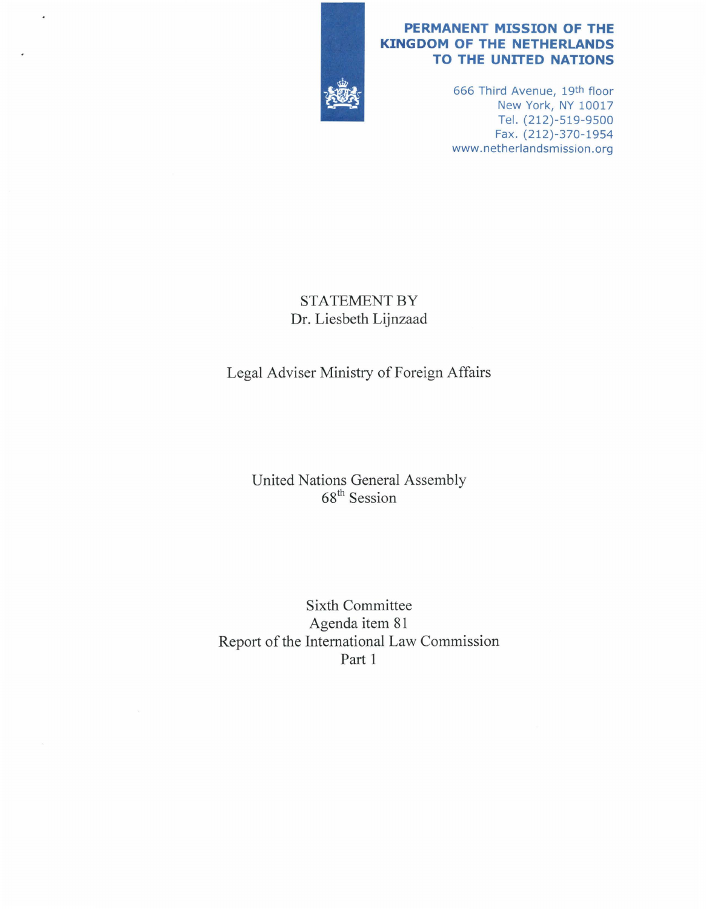**PERMANENT MISSION OF THE KINGDOM OF THE NETHERLANDS TO THE UNITED NATIONS**

666 Third Avenue, 19th floor
New York, NY 10017
Tel. (212)-519-9500
Fax. (212)-370-1954
www.netherlandsmission.org

STATEMENT BY
Dr. Liesbeth Lijnzaad

Legal Adviser Ministry of Foreign Affairs

United Nations General Assembly
68th Session

Sixth Committee
Agenda item 81
Report of the International Law Commission
Part 1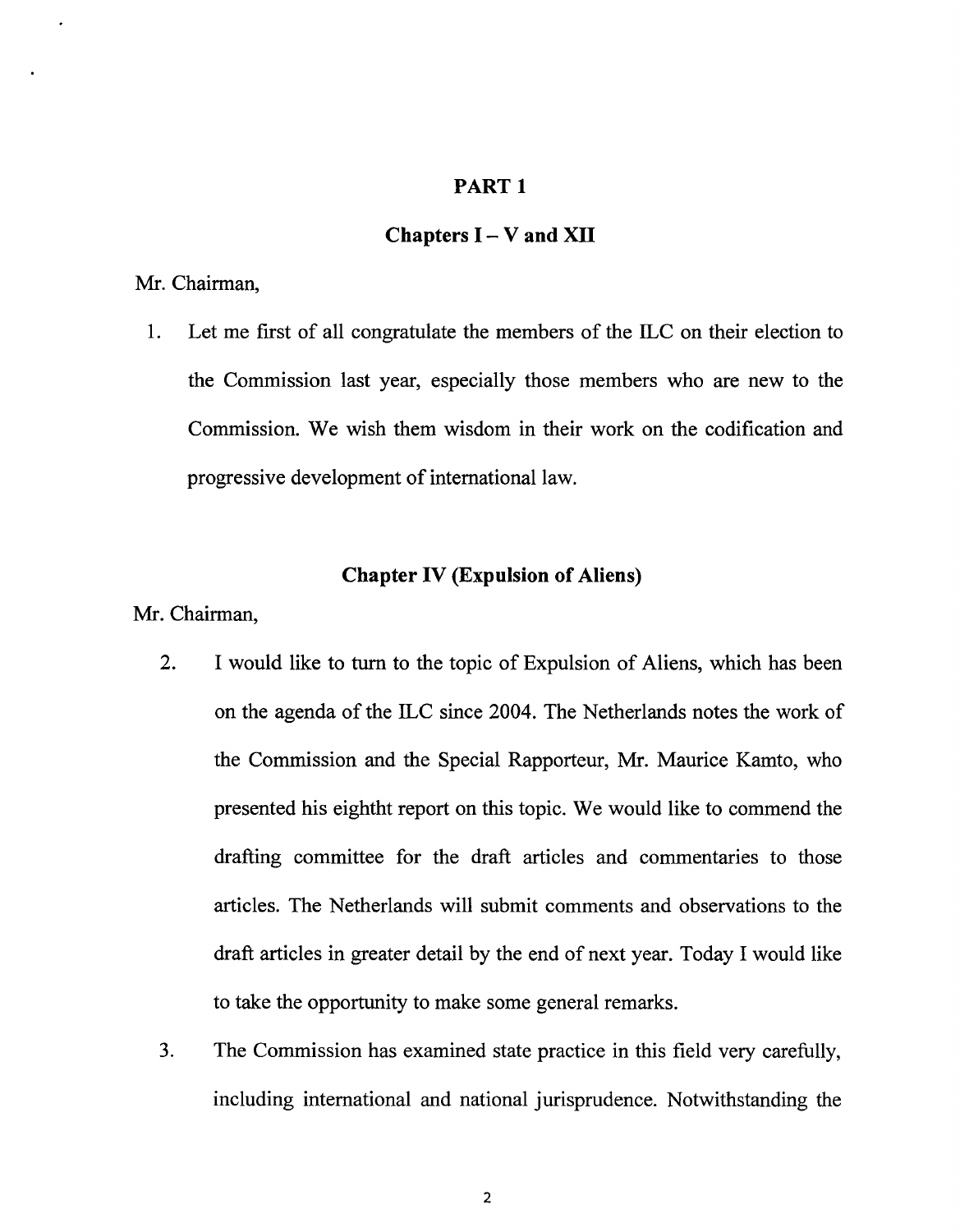## PART 1

### Chapters I – V and XII

Mr. Chairman,

1. Let me first of all congratulate the members of the ILC on their election to the Commission last year, especially those members who are new to the Commission. We wish them wisdom in their work on the codification and progressive development of international law.

### Chapter IV (Expulsion of Aliens)

Mr. Chairman,

2. I would like to turn to the topic of Expulsion of Aliens, which has been on the agenda of the ILC since 2004. The Netherlands notes the work of the Commission and the Special Rapporteur, Mr. Maurice Kamto, who presented his eightht report on this topic. We would like to commend the drafting committee for the draft articles and commentaries to those articles. The Netherlands will submit comments and observations to the draft articles in greater detail by the end of next year. Today I would like to take the opportunity to make some general remarks.

3. The Commission has examined state practice in this field very carefully, including international and national jurisprudence. Notwithstanding the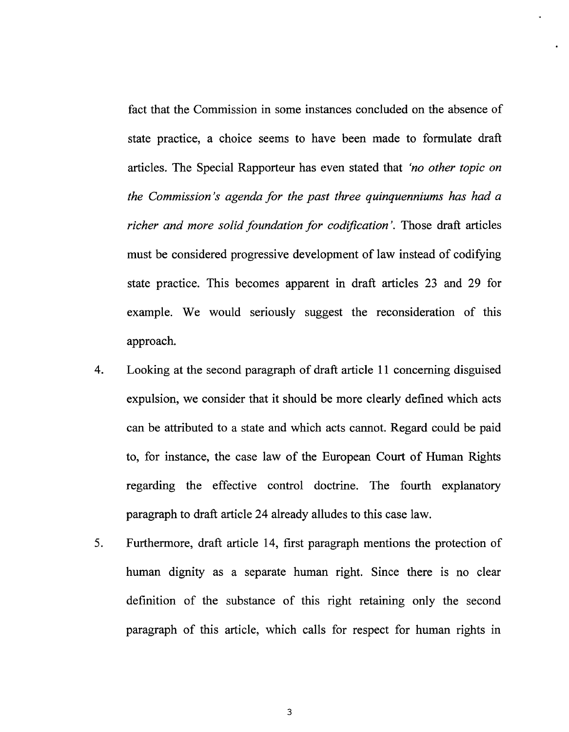fact that the Commission in some instances concluded on the absence of state practice, a choice seems to have been made to formulate draft articles. The Special Rapporteur has even stated that *'no other topic on the Commission's agenda for the past three quinquenniums has had a richer and more solid foundation for codification'*. Those draft articles must be considered progressive development of law instead of codifying state practice. This becomes apparent in draft articles 23 and 29 for example. We would seriously suggest the reconsideration of this approach.

4. Looking at the second paragraph of draft article 11 concerning disguised expulsion, we consider that it should be more clearly defined which acts can be attributed to a state and which acts cannot. Regard could be paid to, for instance, the case law of the European Court of Human Rights regarding the effective control doctrine. The fourth explanatory paragraph to draft article 24 already alludes to this case law.

5. Furthermore, draft article 14, first paragraph mentions the protection of human dignity as a separate human right. Since there is no clear definition of the substance of this right retaining only the second paragraph of this article, which calls for respect for human rights in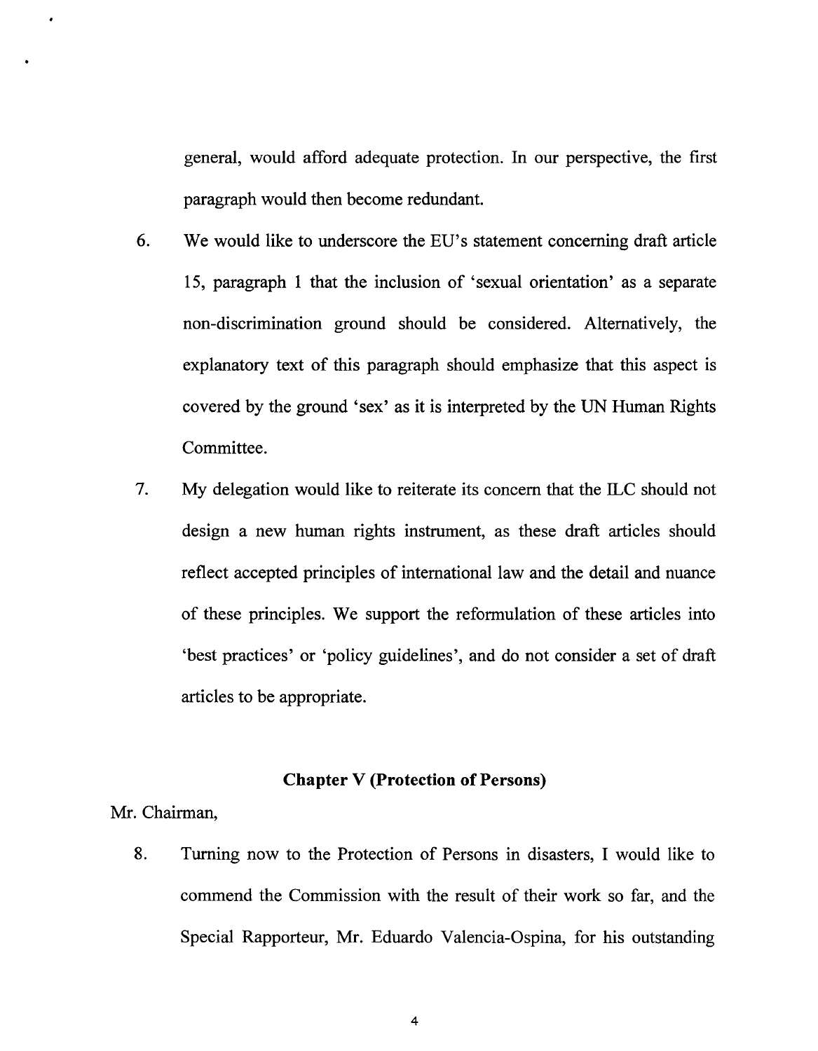general, would afford adequate protection. In our perspective, the first paragraph would then become redundant.

6. We would like to underscore the EU's statement concerning draft article 15, paragraph 1 that the inclusion of 'sexual orientation' as a separate non-discrimination ground should be considered. Alternatively, the explanatory text of this paragraph should emphasize that this aspect is covered by the ground 'sex' as it is interpreted by the UN Human Rights Committee.

7. My delegation would like to reiterate its concern that the ILC should not design a new human rights instrument, as these draft articles should reflect accepted principles of international law and the detail and nuance of these principles. We support the reformulation of these articles into 'best practices' or 'policy guidelines', and do not consider a set of draft articles to be appropriate.

### Chapter V (Protection of Persons)

Mr. Chairman,

8. Turning now to the Protection of Persons in disasters, I would like to commend the Commission with the result of their work so far, and the Special Rapporteur, Mr. Eduardo Valencia-Ospina, for his outstanding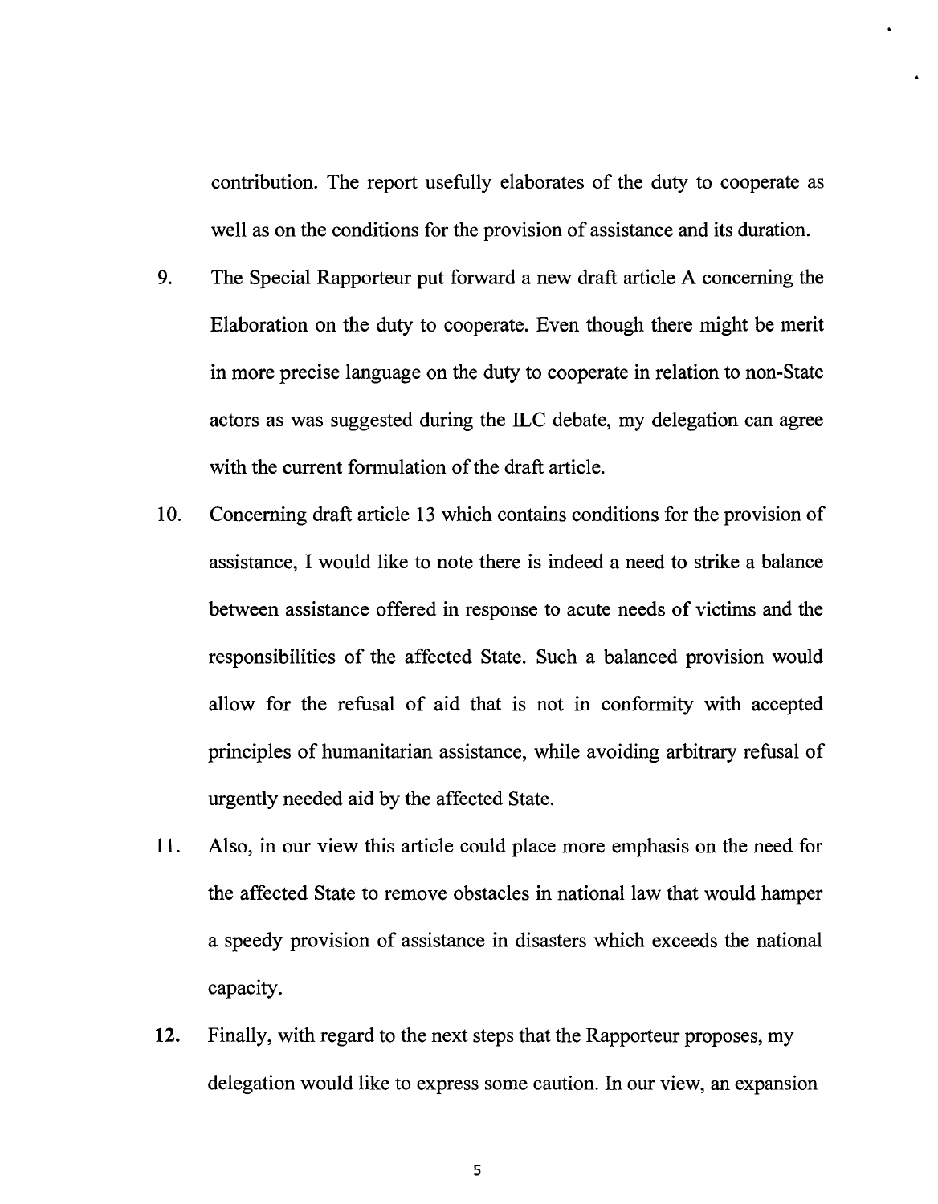contribution. The report usefully elaborates of the duty to cooperate as well as on the conditions for the provision of assistance and its duration.

9. The Special Rapporteur put forward a new draft article A concerning the Elaboration on the duty to cooperate. Even though there might be merit in more precise language on the duty to cooperate in relation to non-State actors as was suggested during the ILC debate, my delegation can agree with the current formulation of the draft article.

10. Concerning draft article 13 which contains conditions for the provision of assistance, I would like to note there is indeed a need to strike a balance between assistance offered in response to acute needs of victims and the responsibilities of the affected State. Such a balanced provision would allow for the refusal of aid that is not in conformity with accepted principles of humanitarian assistance, while avoiding arbitrary refusal of urgently needed aid by the affected State.

11. Also, in our view this article could place more emphasis on the need for the affected State to remove obstacles in national law that would hamper a speedy provision of assistance in disasters which exceeds the national capacity.

**12.** Finally, with regard to the next steps that the Rapporteur proposes, my delegation would like to express some caution. In our view, an expansion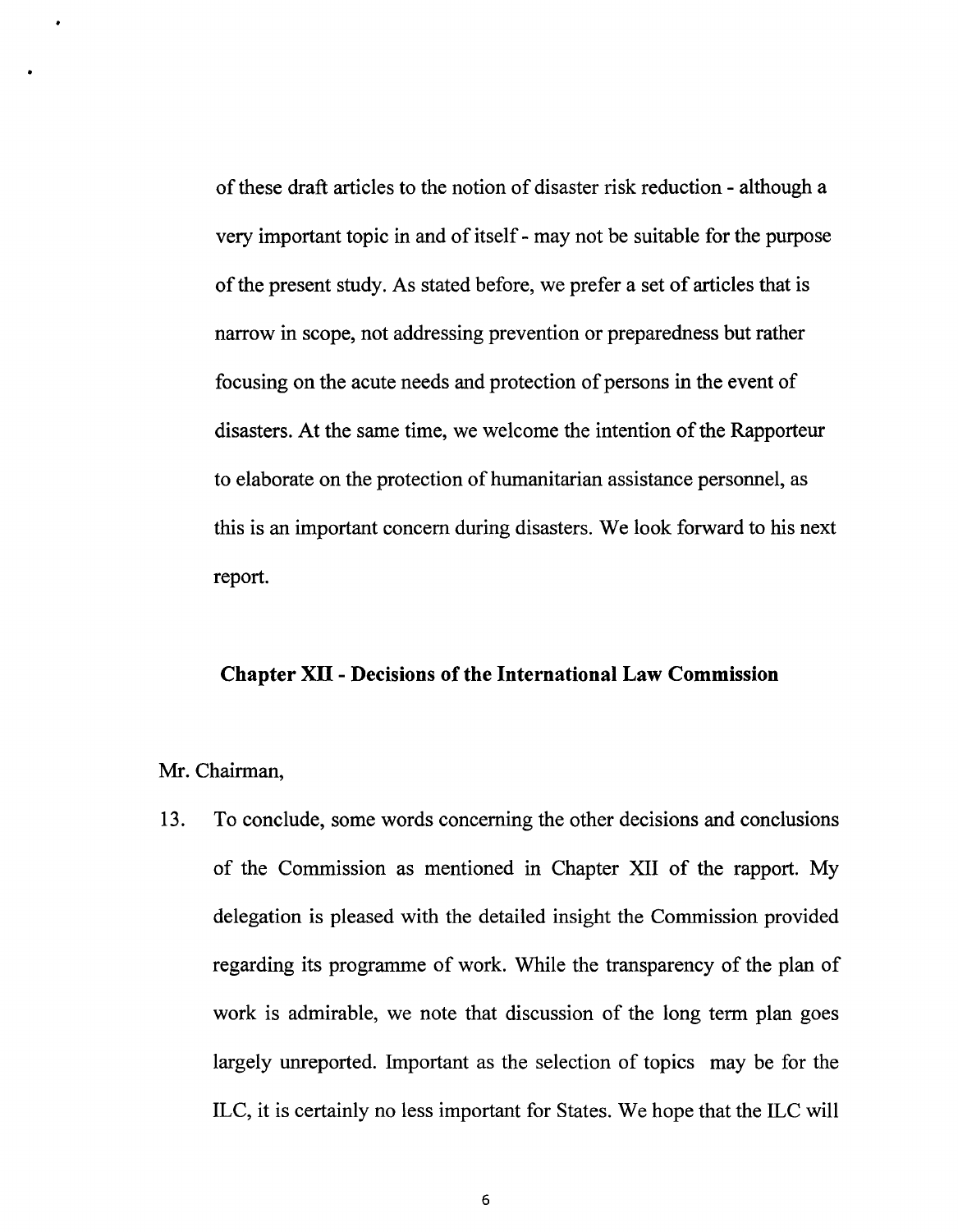of these draft articles to the notion of disaster risk reduction - although a very important topic in and of itself - may not be suitable for the purpose of the present study. As stated before, we prefer a set of articles that is narrow in scope, not addressing prevention or preparedness but rather focusing on the acute needs and protection of persons in the event of disasters. At the same time, we welcome the intention of the Rapporteur to elaborate on the protection of humanitarian assistance personnel, as this is an important concern during disasters. We look forward to his next report.

## Chapter XII - Decisions of the International Law Commission

Mr. Chairman,

13. To conclude, some words concerning the other decisions and conclusions of the Commission as mentioned in Chapter XII of the rapport. My delegation is pleased with the detailed insight the Commission provided regarding its programme of work. While the transparency of the plan of work is admirable, we note that discussion of the long term plan goes largely unreported. Important as the selection of topics may be for the ILC, it is certainly no less important for States. We hope that the ILC will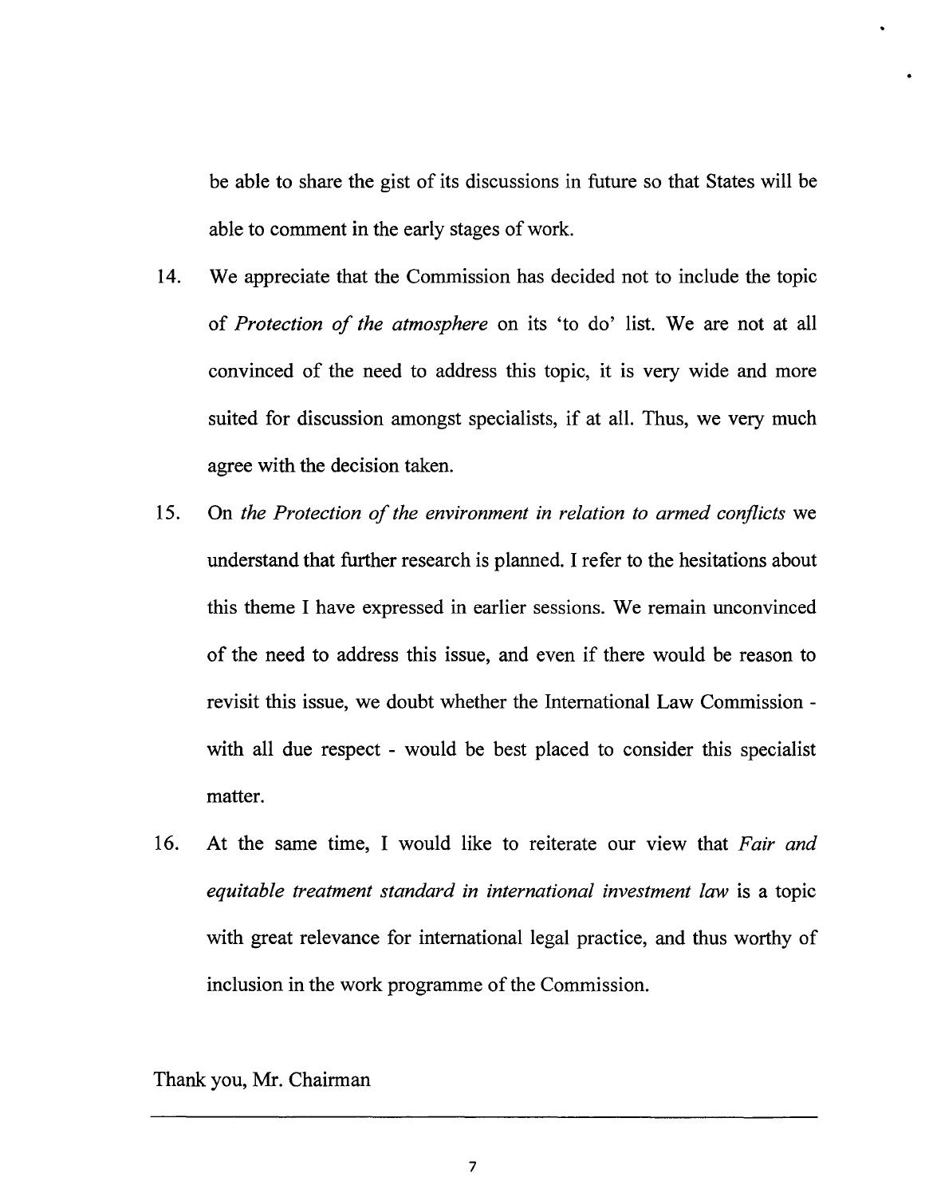be able to share the gist of its discussions in future so that States will be able to comment in the early stages of work.

14. We appreciate that the Commission has decided not to include the topic of *Protection of the atmosphere* on its 'to do' list. We are not at all convinced of the need to address this topic, it is very wide and more suited for discussion amongst specialists, if at all. Thus, we very much agree with the decision taken.

15. On *the Protection of the environment in relation to armed conflicts* we understand that further research is planned. I refer to the hesitations about this theme I have expressed in earlier sessions. We remain unconvinced of the need to address this issue, and even if there would be reason to revisit this issue, we doubt whether the International Law Commission - with all due respect - would be best placed to consider this specialist matter.

16. At the same time, I would like to reiterate our view that *Fair and equitable treatment standard in international investment law* is a topic with great relevance for international legal practice, and thus worthy of inclusion in the work programme of the Commission.

Thank you, Mr. Chairman